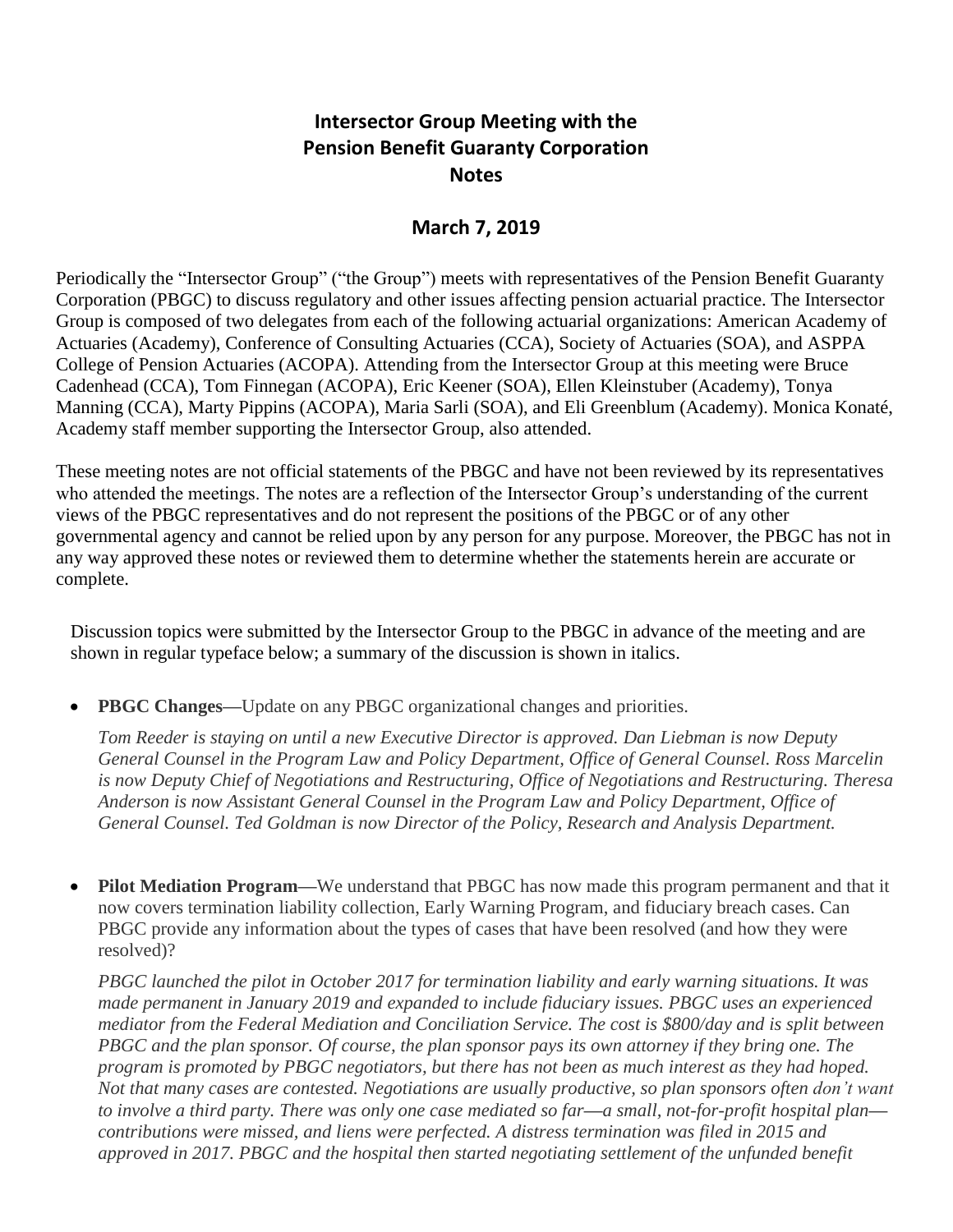# Intersector Group Meeting with the Pension Benefit Guaranty Corporation Notes

## March 7, 2019

Periodically the "Intersector Group" ("the Group") meets with representatives of the Pension Benefit Guaranty Corporation (PBGC) to discuss regulatory and other issues affecting pension actuarial practice. The Intersector Group is composed of two delegates from each of the following actuarial organizations: American Academy of Actuaries (Academy), Conference of Consulting Actuaries (CCA), Society of Actuaries (SOA), and ASPPA College of Pension Actuaries (ACOPA). Attending from the Intersector Group at this meeting were Bruce Cadenhead (CCA), Tom Finnegan (ACOPA), Eric Keener (SOA), Ellen Kleinstuber (Academy), Tonya Manning (CCA), Marty Pippins (ACOPA), Maria Sarli (SOA), and Eli Greenblum (Academy). Monica Konaté, Academy staff member supporting the Intersector Group, also attended.

These meeting notes are not official statements of the PBGC and have not been reviewed by its representatives who attended the meetings. The notes are a reflection of the Intersector Group's understanding of the current views of the PBGC representatives and do not represent the positions of the PBGC or of any other governmental agency and cannot be relied upon by any person for any purpose. Moreover, the PBGC has not in any way approved these notes or reviewed them to determine whether the statements herein are accurate or complete.

Discussion topics were submitted by the Intersector Group to the PBGC in advance of the meeting and are shown in regular typeface below; a summary of the discussion is shown in italics.

- **PBGC Changes—**Update on any PBGC organizational changes and priorities.

  *Tom Reeder is staying on until a new Executive Director is approved. Dan Liebman is now Deputy General Counsel in the Program Law and Policy Department, Office of General Counsel. Ross Marcelin is now Deputy Chief of Negotiations and Restructuring, Office of Negotiations and Restructuring. Theresa Anderson is now Assistant General Counsel in the Program Law and Policy Department, Office of General Counsel. Ted Goldman is now Director of the Policy, Research and Analysis Department.*

- **Pilot Mediation Program—**We understand that PBGC has now made this program permanent and that it now covers termination liability collection, Early Warning Program, and fiduciary breach cases. Can PBGC provide any information about the types of cases that have been resolved (and how they were resolved)?

  *PBGC launched the pilot in October 2017 for termination liability and early warning situations. It was made permanent in January 2019 and expanded to include fiduciary issues. PBGC uses an experienced mediator from the Federal Mediation and Conciliation Service. The cost is $800/day and is split between PBGC and the plan sponsor. Of course, the plan sponsor pays its own attorney if they bring one. The program is promoted by PBGC negotiators, but there has not been as much interest as they had hoped. Not that many cases are contested. Negotiations are usually productive, so plan sponsors often don't want to involve a third party. There was only one case mediated so far—a small, not-for-profit hospital plan—contributions were missed, and liens were perfected. A distress termination was filed in 2015 and approved in 2017. PBGC and the hospital then started negotiating settlement of the unfunded benefit*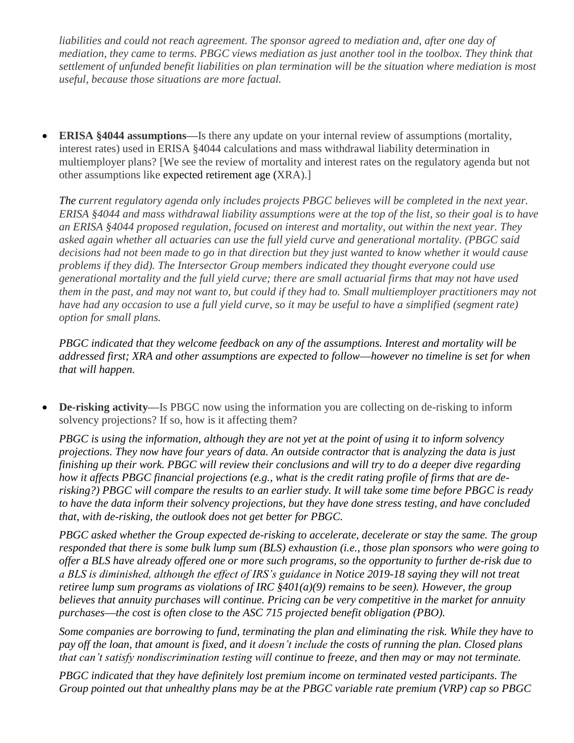*liabilities and could not reach agreement. The sponsor agreed to mediation and, after one day of mediation, they came to terms. PBGC views mediation as just another tool in the toolbox. They think that settlement of unfunded benefit liabilities on plan termination will be the situation where mediation is most useful, because those situations are more factual.*

- **ERISA §4044 assumptions—**Is there any update on your internal review of assumptions (mortality, interest rates) used in ERISA §4044 calculations and mass withdrawal liability determination in multiemployer plans? [We see the review of mortality and interest rates on the regulatory agenda but not other assumptions like expected retirement age (XRA).]

  *The current regulatory agenda only includes projects PBGC believes will be completed in the next year. ERISA §4044 and mass withdrawal liability assumptions were at the top of the list, so their goal is to have an ERISA §4044 proposed regulation, focused on interest and mortality, out within the next year. They asked again whether all actuaries can use the full yield curve and generational mortality. (PBGC said decisions had not been made to go in that direction but they just wanted to know whether it would cause problems if they did). The Intersector Group members indicated they thought everyone could use generational mortality and the full yield curve; there are small actuarial firms that may not have used them in the past, and may not want to, but could if they had to. Small multiemployer practitioners may not have had any occasion to use a full yield curve, so it may be useful to have a simplified (segment rate) option for small plans.*

  *PBGC indicated that they welcome feedback on any of the assumptions. Interest and mortality will be addressed first; XRA and other assumptions are expected to follow—however no timeline is set for when that will happen.*

- **De-risking activity—**Is PBGC now using the information you are collecting on de-risking to inform solvency projections? If so, how is it affecting them?

  *PBGC is using the information, although they are not yet at the point of using it to inform solvency projections. They now have four years of data. An outside contractor that is analyzing the data is just finishing up their work. PBGC will review their conclusions and will try to do a deeper dive regarding how it affects PBGC financial projections (e.g., what is the credit rating profile of firms that are de-risking?) PBGC will compare the results to an earlier study. It will take some time before PBGC is ready to have the data inform their solvency projections, but they have done stress testing, and have concluded that, with de-risking, the outlook does not get better for PBGC.*

  *PBGC asked whether the Group expected de-risking to accelerate, decelerate or stay the same. The group responded that there is some bulk lump sum (BLS) exhaustion (i.e., those plan sponsors who were going to offer a BLS have already offered one or more such programs, so the opportunity to further de-risk due to a BLS is diminished, although the effect of IRS's guidance in Notice 2019-18 saying they will not treat retiree lump sum programs as violations of IRC §401(a)(9) remains to be seen). However, the group believes that annuity purchases will continue. Pricing can be very competitive in the market for annuity purchases—the cost is often close to the ASC 715 projected benefit obligation (PBO).*

  *Some companies are borrowing to fund, terminating the plan and eliminating the risk. While they have to pay off the loan, that amount is fixed, and it doesn't include the costs of running the plan. Closed plans that can't satisfy nondiscrimination testing will continue to freeze, and then may or may not terminate.*

  *PBGC indicated that they have definitely lost premium income on terminated vested participants. The Group pointed out that unhealthy plans may be at the PBGC variable rate premium (VRP) cap so PBGC*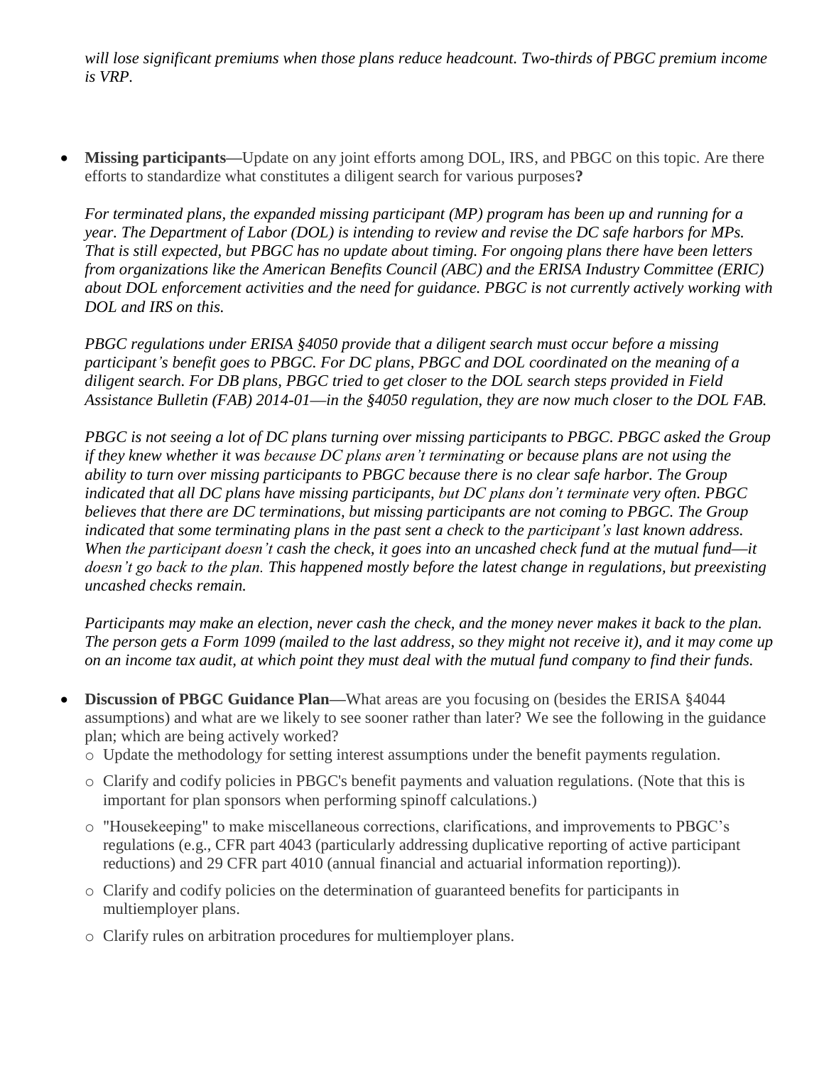*will lose significant premiums when those plans reduce headcount. Two-thirds of PBGC premium income is VRP.*

- **Missing participants—**Update on any joint efforts among DOL, IRS, and PBGC on this topic. Are there efforts to standardize what constitutes a diligent search for various purposes**?**

  *For terminated plans, the expanded missing participant (MP) program has been up and running for a year. The Department of Labor (DOL) is intending to review and revise the DC safe harbors for MPs. That is still expected, but PBGC has no update about timing. For ongoing plans there have been letters from organizations like the American Benefits Council (ABC) and the ERISA Industry Committee (ERIC) about DOL enforcement activities and the need for guidance. PBGC is not currently actively working with DOL and IRS on this.*

  *PBGC regulations under ERISA §4050 provide that a diligent search must occur before a missing participant's benefit goes to PBGC. For DC plans, PBGC and DOL coordinated on the meaning of a diligent search. For DB plans, PBGC tried to get closer to the DOL search steps provided in Field Assistance Bulletin (FAB) 2014-01—in the §4050 regulation, they are now much closer to the DOL FAB.*

  *PBGC is not seeing a lot of DC plans turning over missing participants to PBGC. PBGC asked the Group if they knew whether it was because DC plans aren't terminating or because plans are not using the ability to turn over missing participants to PBGC because there is no clear safe harbor. The Group indicated that all DC plans have missing participants, but DC plans don't terminate very often. PBGC believes that there are DC terminations, but missing participants are not coming to PBGC. The Group indicated that some terminating plans in the past sent a check to the participant's last known address. When the participant doesn't cash the check, it goes into an uncashed check fund at the mutual fund—it doesn't go back to the plan. This happened mostly before the latest change in regulations, but preexisting uncashed checks remain.*

  *Participants may make an election, never cash the check, and the money never makes it back to the plan. The person gets a Form 1099 (mailed to the last address, so they might not receive it), and it may come up on an income tax audit, at which point they must deal with the mutual fund company to find their funds.*

- **Discussion of PBGC Guidance Plan—**What areas are you focusing on (besides the ERISA §4044 assumptions) and what are we likely to see sooner rather than later? We see the following in the guidance plan; which are being actively worked?
  - Update the methodology for setting interest assumptions under the benefit payments regulation.
  - Clarify and codify policies in PBGC's benefit payments and valuation regulations. (Note that this is important for plan sponsors when performing spinoff calculations.)
  - "Housekeeping" to make miscellaneous corrections, clarifications, and improvements to PBGC's regulations (e.g., CFR part 4043 (particularly addressing duplicative reporting of active participant reductions) and 29 CFR part 4010 (annual financial and actuarial information reporting)).
  - Clarify and codify policies on the determination of guaranteed benefits for participants in multiemployer plans.
  - Clarify rules on arbitration procedures for multiemployer plans.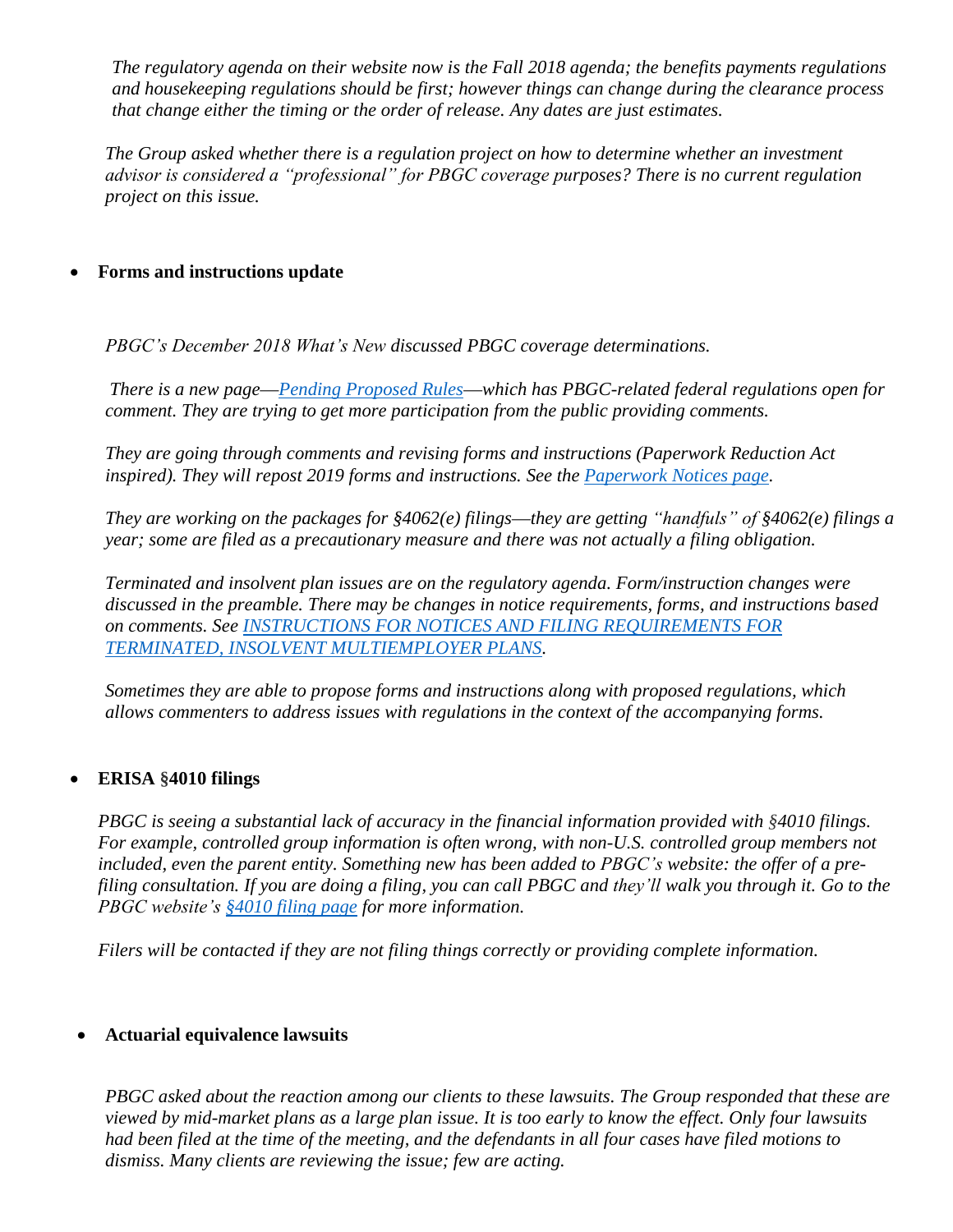*The regulatory agenda on their website now is the Fall 2018 agenda; the benefits payments regulations and housekeeping regulations should be first; however things can change during the clearance process that change either the timing or the order of release. Any dates are just estimates.*

*The Group asked whether there is a regulation project on how to determine whether an investment advisor is considered a "professional" for PBGC coverage purposes? There is no current regulation project on this issue.*

- **Forms and instructions update**

*PBGC's December 2018 What's New discussed PBGC coverage determinations.*

*There is a new page—[Pending Proposed Rules](#)—which has PBGC-related federal regulations open for comment. They are trying to get more participation from the public providing comments.*

*They are going through comments and revising forms and instructions (Paperwork Reduction Act inspired). They will repost 2019 forms and instructions. See the [Paperwork Notices page](#).*

*They are working on the packages for §4062(e) filings—they are getting "handfuls" of §4062(e) filings a year; some are filed as a precautionary measure and there was not actually a filing obligation.*

*Terminated and insolvent plan issues are on the regulatory agenda. Form/instruction changes were discussed in the preamble. There may be changes in notice requirements, forms, and instructions based on comments. See [INSTRUCTIONS FOR NOTICES AND FILING REQUIREMENTS FOR TERMINATED, INSOLVENT MULTIEMPLOYER PLANS](#).*

*Sometimes they are able to propose forms and instructions along with proposed regulations, which allows commenters to address issues with regulations in the context of the accompanying forms.*

- **ERISA §4010 filings**

*PBGC is seeing a substantial lack of accuracy in the financial information provided with §4010 filings. For example, controlled group information is often wrong, with non-U.S. controlled group members not included, even the parent entity. Something new has been added to PBGC's website: the offer of a pre-filing consultation. If you are doing a filing, you can call PBGC and they'll walk you through it. Go to the PBGC website's [§4010 filing page](#) for more information.*

*Filers will be contacted if they are not filing things correctly or providing complete information.*

- **Actuarial equivalence lawsuits**

*PBGC asked about the reaction among our clients to these lawsuits. The Group responded that these are viewed by mid-market plans as a large plan issue. It is too early to know the effect. Only four lawsuits had been filed at the time of the meeting, and the defendants in all four cases have filed motions to dismiss. Many clients are reviewing the issue; few are acting.*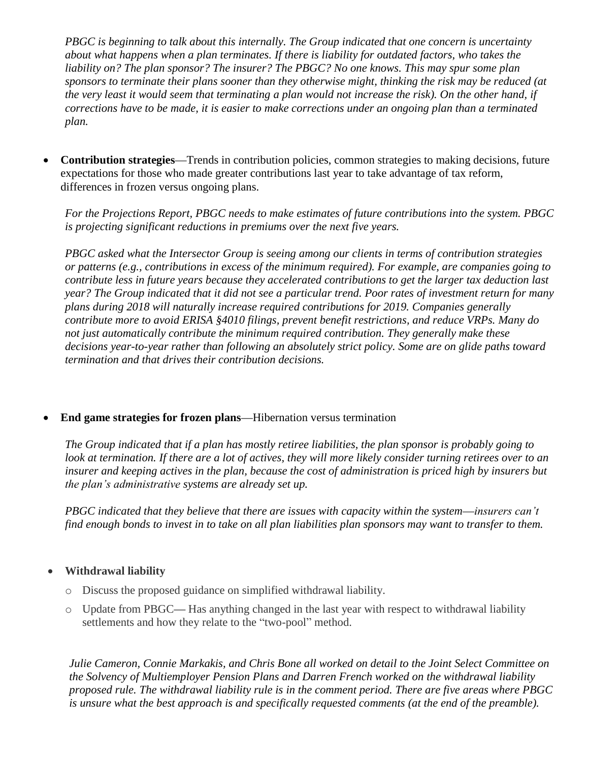*PBGC is beginning to talk about this internally. The Group indicated that one concern is uncertainty about what happens when a plan terminates. If there is liability for outdated factors, who takes the liability on? The plan sponsor? The insurer? The PBGC? No one knows. This may spur some plan sponsors to terminate their plans sooner than they otherwise might, thinking the risk may be reduced (at the very least it would seem that terminating a plan would not increase the risk). On the other hand, if corrections have to be made, it is easier to make corrections under an ongoing plan than a terminated plan.*

- **Contribution strategies**—Trends in contribution policies, common strategies to making decisions, future expectations for those who made greater contributions last year to take advantage of tax reform, differences in frozen versus ongoing plans.

  *For the Projections Report, PBGC needs to make estimates of future contributions into the system. PBGC is projecting significant reductions in premiums over the next five years.*

  *PBGC asked what the Intersector Group is seeing among our clients in terms of contribution strategies or patterns (e.g., contributions in excess of the minimum required). For example, are companies going to contribute less in future years because they accelerated contributions to get the larger tax deduction last year? The Group indicated that it did not see a particular trend. Poor rates of investment return for many plans during 2018 will naturally increase required contributions for 2019. Companies generally contribute more to avoid ERISA §4010 filings, prevent benefit restrictions, and reduce VRPs. Many do not just automatically contribute the minimum required contribution. They generally make these decisions year-to-year rather than following an absolutely strict policy. Some are on glide paths toward termination and that drives their contribution decisions.*

- **End game strategies for frozen plans**—Hibernation versus termination

  *The Group indicated that if a plan has mostly retiree liabilities, the plan sponsor is probably going to look at termination. If there are a lot of actives, they will more likely consider turning retirees over to an insurer and keeping actives in the plan, because the cost of administration is priced high by insurers but the plan's administrative systems are already set up.*

  *PBGC indicated that they believe that there are issues with capacity within the system—insurers can't find enough bonds to invest in to take on all plan liabilities plan sponsors may want to transfer to them.*

- **Withdrawal liability**
  - Discuss the proposed guidance on simplified withdrawal liability.
  - Update from PBGC— Has anything changed in the last year with respect to withdrawal liability settlements and how they relate to the "two-pool" method.

  *Julie Cameron, Connie Markakis, and Chris Bone all worked on detail to the Joint Select Committee on the Solvency of Multiemployer Pension Plans and Darren French worked on the withdrawal liability proposed rule. The withdrawal liability rule is in the comment period. There are five areas where PBGC is unsure what the best approach is and specifically requested comments (at the end of the preamble).*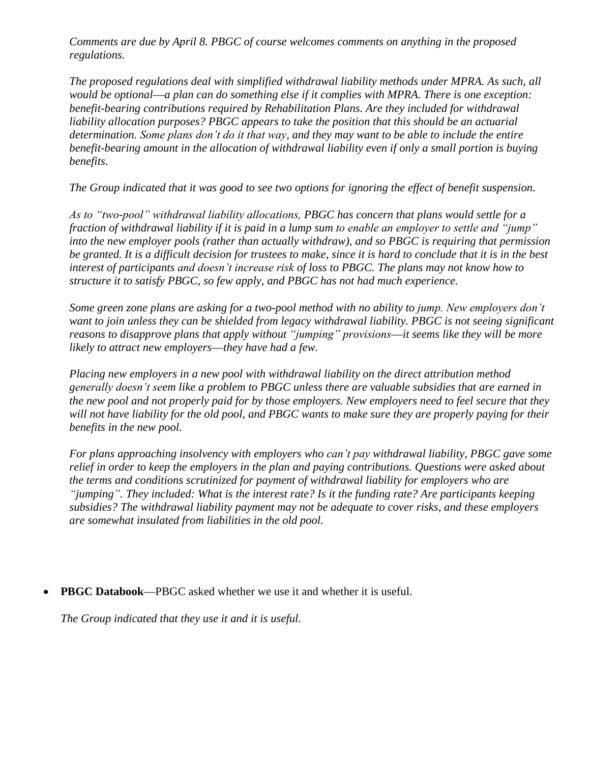*Comments are due by April 8. PBGC of course welcomes comments on anything in the proposed regulations.*

*The proposed regulations deal with simplified withdrawal liability methods under MPRA. As such, all would be optional—a plan can do something else if it complies with MPRA. There is one exception: benefit-bearing contributions required by Rehabilitation Plans. Are they included for withdrawal liability allocation purposes? PBGC appears to take the position that this should be an actuarial determination. Some plans don't do it that way, and they may want to be able to include the entire benefit-bearing amount in the allocation of withdrawal liability even if only a small portion is buying benefits.*

*The Group indicated that it was good to see two options for ignoring the effect of benefit suspension.*

*As to "two-pool" withdrawal liability allocations, PBGC has concern that plans would settle for a fraction of withdrawal liability if it is paid in a lump sum to enable an employer to settle and "jump" into the new employer pools (rather than actually withdraw), and so PBGC is requiring that permission be granted. It is a difficult decision for trustees to make, since it is hard to conclude that it is in the best interest of participants and doesn't increase risk of loss to PBGC. The plans may not know how to structure it to satisfy PBGC, so few apply, and PBGC has not had much experience.*

*Some green zone plans are asking for a two-pool method with no ability to jump. New employers don't want to join unless they can be shielded from legacy withdrawal liability. PBGC is not seeing significant reasons to disapprove plans that apply without "jumping" provisions—it seems like they will be more likely to attract new employers—they have had a few.*

*Placing new employers in a new pool with withdrawal liability on the direct attribution method generally doesn't seem like a problem to PBGC unless there are valuable subsidies that are earned in the new pool and not properly paid for by those employers. New employers need to feel secure that they will not have liability for the old pool, and PBGC wants to make sure they are properly paying for their benefits in the new pool.*

*For plans approaching insolvency with employers who can't pay withdrawal liability, PBGC gave some relief in order to keep the employers in the plan and paying contributions. Questions were asked about the terms and conditions scrutinized for payment of withdrawal liability for employers who are "jumping". They included: What is the interest rate? Is it the funding rate? Are participants keeping subsidies? The withdrawal liability payment may not be adequate to cover risks, and these employers are somewhat insulated from liabilities in the old pool.*

- **PBGC Databook**—PBGC asked whether we use it and whether it is useful.

  *The Group indicated that they use it and it is useful.*